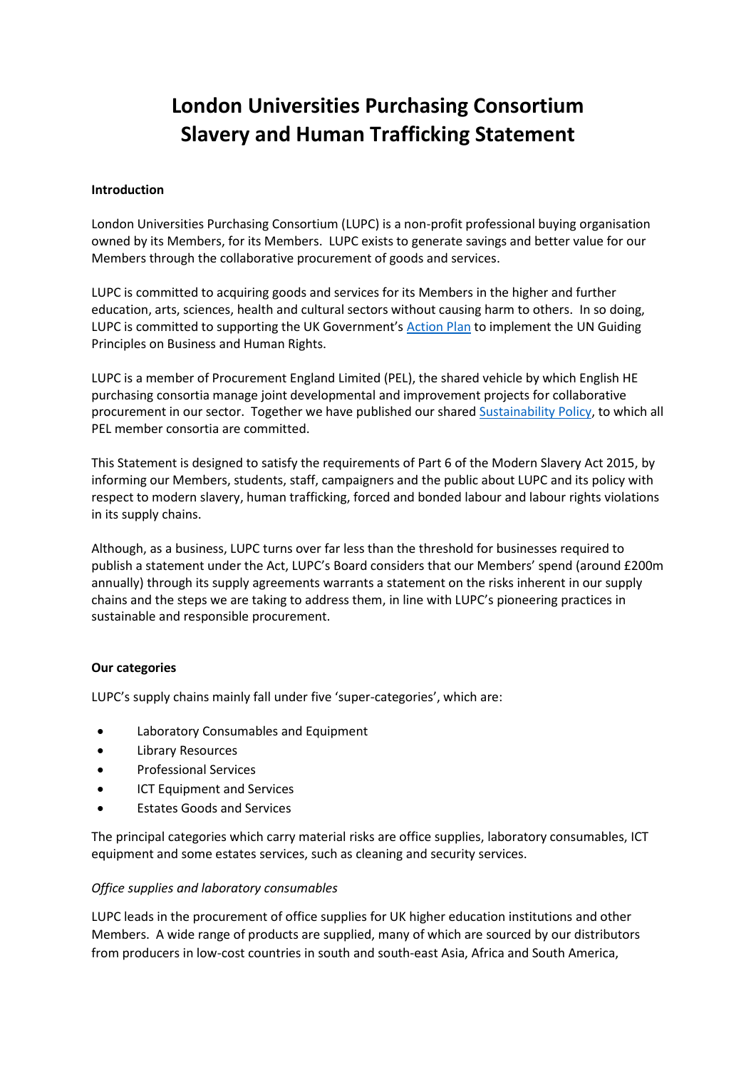# London Universities Purchasing Consortium Slavery and Human Trafficking Statement

**Introduction**

London Universities Purchasing Consortium (LUPC) is a non-profit professional buying organisation owned by its Members, for its Members. LUPC exists to generate savings and better value for our Members through the collaborative procurement of goods and services.

LUPC is committed to acquiring goods and services for its Members in the higher and further education, arts, sciences, health and cultural sectors without causing harm to others. In so doing, LUPC is committed to supporting the UK Government's Action Plan to implement the UN Guiding Principles on Business and Human Rights.

LUPC is a member of Procurement England Limited (PEL), the shared vehicle by which English HE purchasing consortia manage joint developmental and improvement projects for collaborative procurement in our sector. Together we have published our shared Sustainability Policy, to which all PEL member consortia are committed.

This Statement is designed to satisfy the requirements of Part 6 of the Modern Slavery Act 2015, by informing our Members, students, staff, campaigners and the public about LUPC and its policy with respect to modern slavery, human trafficking, forced and bonded labour and labour rights violations in its supply chains.

Although, as a business, LUPC turns over far less than the threshold for businesses required to publish a statement under the Act, LUPC's Board considers that our Members' spend (around £200m annually) through its supply agreements warrants a statement on the risks inherent in our supply chains and the steps we are taking to address them, in line with LUPC's pioneering practices in sustainable and responsible procurement.

**Our categories**

LUPC's supply chains mainly fall under five 'super-categories', which are:

- Laboratory Consumables and Equipment
- Library Resources
- Professional Services
- ICT Equipment and Services
- Estates Goods and Services

The principal categories which carry material risks are office supplies, laboratory consumables, ICT equipment and some estates services, such as cleaning and security services.

*Office supplies and laboratory consumables*

LUPC leads in the procurement of office supplies for UK higher education institutions and other Members. A wide range of products are supplied, many of which are sourced by our distributors from producers in low-cost countries in south and south-east Asia, Africa and South America,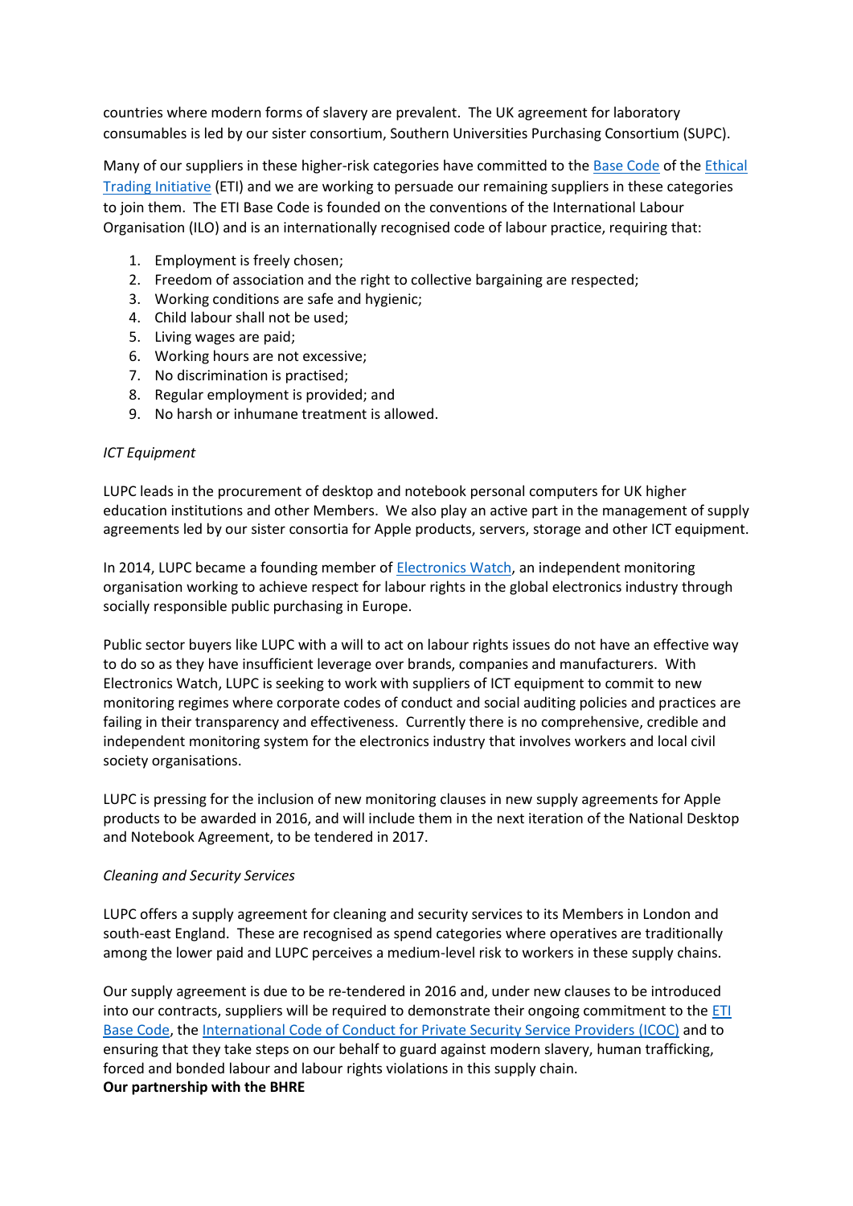countries where modern forms of slavery are prevalent. The UK agreement for laboratory consumables is led by our sister consortium, Southern Universities Purchasing Consortium (SUPC).

Many of our suppliers in these higher-risk categories have committed to the Base Code of the Ethical Trading Initiative (ETI) and we are working to persuade our remaining suppliers in these categories to join them. The ETI Base Code is founded on the conventions of the International Labour Organisation (ILO) and is an internationally recognised code of labour practice, requiring that:

1. Employment is freely chosen;
2. Freedom of association and the right to collective bargaining are respected;
3. Working conditions are safe and hygienic;
4. Child labour shall not be used;
5. Living wages are paid;
6. Working hours are not excessive;
7. No discrimination is practised;
8. Regular employment is provided; and
9. No harsh or inhumane treatment is allowed.

*ICT Equipment*

LUPC leads in the procurement of desktop and notebook personal computers for UK higher education institutions and other Members. We also play an active part in the management of supply agreements led by our sister consortia for Apple products, servers, storage and other ICT equipment.

In 2014, LUPC became a founding member of Electronics Watch, an independent monitoring organisation working to achieve respect for labour rights in the global electronics industry through socially responsible public purchasing in Europe.

Public sector buyers like LUPC with a will to act on labour rights issues do not have an effective way to do so as they have insufficient leverage over brands, companies and manufacturers. With Electronics Watch, LUPC is seeking to work with suppliers of ICT equipment to commit to new monitoring regimes where corporate codes of conduct and social auditing policies and practices are failing in their transparency and effectiveness. Currently there is no comprehensive, credible and independent monitoring system for the electronics industry that involves workers and local civil society organisations.

LUPC is pressing for the inclusion of new monitoring clauses in new supply agreements for Apple products to be awarded in 2016, and will include them in the next iteration of the National Desktop and Notebook Agreement, to be tendered in 2017.

*Cleaning and Security Services*

LUPC offers a supply agreement for cleaning and security services to its Members in London and south-east England. These are recognised as spend categories where operatives are traditionally among the lower paid and LUPC perceives a medium-level risk to workers in these supply chains.

Our supply agreement is due to be re-tendered in 2016 and, under new clauses to be introduced into our contracts, suppliers will be required to demonstrate their ongoing commitment to the ETI Base Code, the International Code of Conduct for Private Security Service Providers (ICOC) and to ensuring that they take steps on our behalf to guard against modern slavery, human trafficking, forced and bonded labour and labour rights violations in this supply chain.

**Our partnership with the BHRE**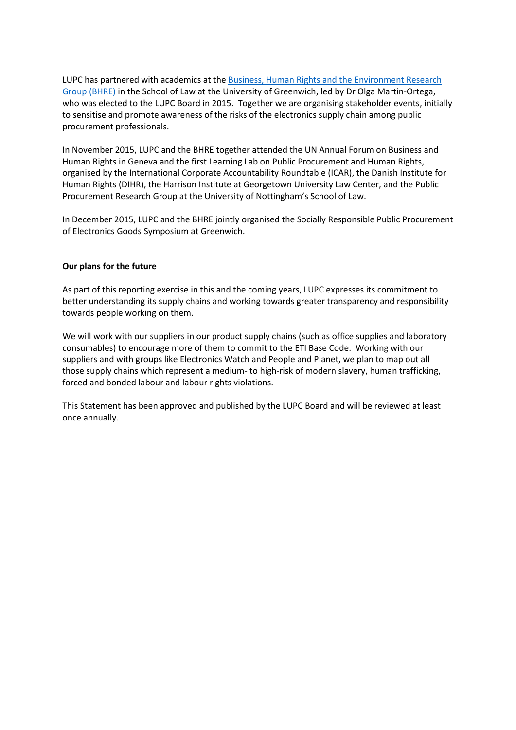LUPC has partnered with academics at the Business, Human Rights and the Environment Research Group (BHRE) in the School of Law at the University of Greenwich, led by Dr Olga Martin-Ortega, who was elected to the LUPC Board in 2015. Together we are organising stakeholder events, initially to sensitise and promote awareness of the risks of the electronics supply chain among public procurement professionals.

In November 2015, LUPC and the BHRE together attended the UN Annual Forum on Business and Human Rights in Geneva and the first Learning Lab on Public Procurement and Human Rights, organised by the International Corporate Accountability Roundtable (ICAR), the Danish Institute for Human Rights (DIHR), the Harrison Institute at Georgetown University Law Center, and the Public Procurement Research Group at the University of Nottingham's School of Law.

In December 2015, LUPC and the BHRE jointly organised the Socially Responsible Public Procurement of Electronics Goods Symposium at Greenwich.

**Our plans for the future**

As part of this reporting exercise in this and the coming years, LUPC expresses its commitment to better understanding its supply chains and working towards greater transparency and responsibility towards people working on them.

We will work with our suppliers in our product supply chains (such as office supplies and laboratory consumables) to encourage more of them to commit to the ETI Base Code. Working with our suppliers and with groups like Electronics Watch and People and Planet, we plan to map out all those supply chains which represent a medium- to high-risk of modern slavery, human trafficking, forced and bonded labour and labour rights violations.

This Statement has been approved and published by the LUPC Board and will be reviewed at least once annually.